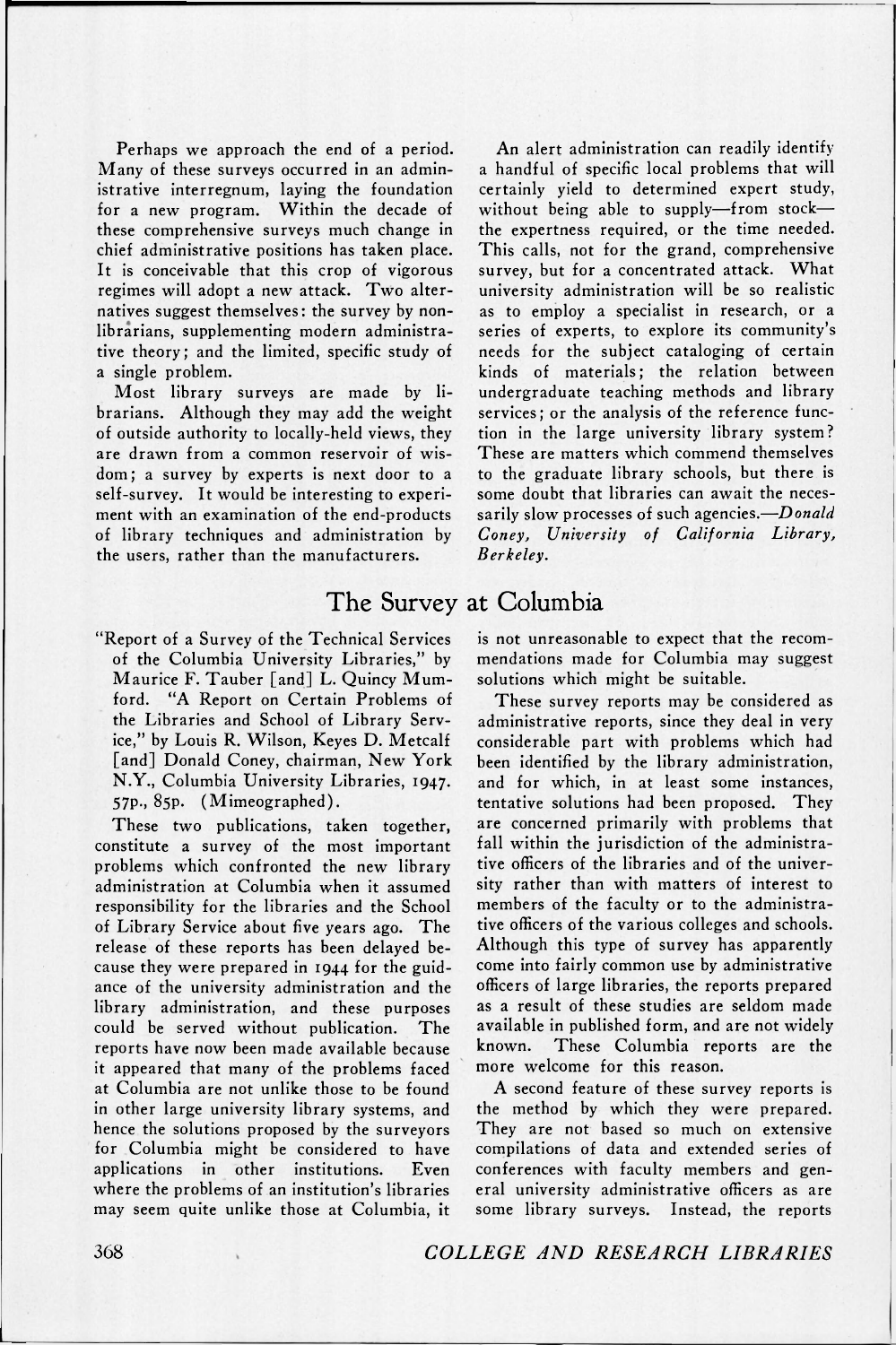Perhaps we approach the end of a period. Many of these surveys occurred in an administrative interregnum, laying the foundation for a new program. Within the decade of these comprehensive surveys much change in chief administrative positions has taken place. It is conceivable that this crop of vigorous regimes will adopt a new attack. Two alternatives suggest themselves: the survey by nonlibrarians, supplementing modern administrative theory; and the limited, specific study of a single problem.

Most library surveys are made by librarians. Although they may add the weight of outside authority to locally-held views, they are drawn from a common reservoir of wisdom; a survey by experts is next door to a self-survey. It would be interesting to experiment with an examination of the end-products of library techniques and administration by the users, rather than the manufacturers.

An alert administration can readily identify a handful of specific local problems that will certainly yield to determined expert study, without being able to supply—from stock—the expertness required, or the time needed. This calls, not for the grand, comprehensive survey, but for a concentrated attack. What university administration will be so realistic as to employ a specialist in research, or a series of experts, to explore its community's needs for the subject cataloging of certain kinds of materials; the relation between undergraduate teaching methods and library services; or the analysis of the reference function in the large university library system? These are matters which commend themselves to the graduate library schools, but there is some doubt that libraries can await the necessarily slow processes of such agencies.—*Donald Coney, University of California Library, Berkeley.*

## The Survey at Columbia

"Report of a Survey of the Technical Services of the Columbia University Libraries," by Maurice F. Tauber [and] L. Quincy Mumford. "A Report on Certain Problems of the Libraries and School of Library Service," by Louis R. Wilson, Keyes D. Metcalf [and] Donald Coney, chairman, New York N.Y., Columbia University Libraries, 1947. 57p., 85p. (Mimeographed).

These two publications, taken together, constitute a survey of the most important problems which confronted the new library administration at Columbia when it assumed responsibility for the libraries and the School of Library Service about five years ago. The release of these reports has been delayed because they were prepared in 1944 for the guidance of the university administration and the library administration, and these purposes could be served without publication. The reports have now been made available because it appeared that many of the problems faced at Columbia are not unlike those to be found in other large university library systems, and hence the solutions proposed by the surveyors for Columbia might be considered to have applications in other institutions. Even where the problems of an institution's libraries may seem quite unlike those at Columbia, it is not unreasonable to expect that the recommendations made for Columbia may suggest solutions which might be suitable.

These survey reports may be considered as administrative reports, since they deal in very considerable part with problems which had been identified by the library administration, and for which, in at least some instances, tentative solutions had been proposed. They are concerned primarily with problems that fall within the jurisdiction of the administrative officers of the libraries and of the university rather than with matters of interest to members of the faculty or to the administrative officers of the various colleges and schools. Although this type of survey has apparently come into fairly common use by administrative officers of large libraries, the reports prepared as a result of these studies are seldom made available in published form, and are not widely known. These Columbia reports are the more welcome for this reason.

A second feature of these survey reports is the method by which they were prepared. They are not based so much on extensive compilations of data and extended series of conferences with faculty members and general university administrative officers as are some library surveys. Instead, the reports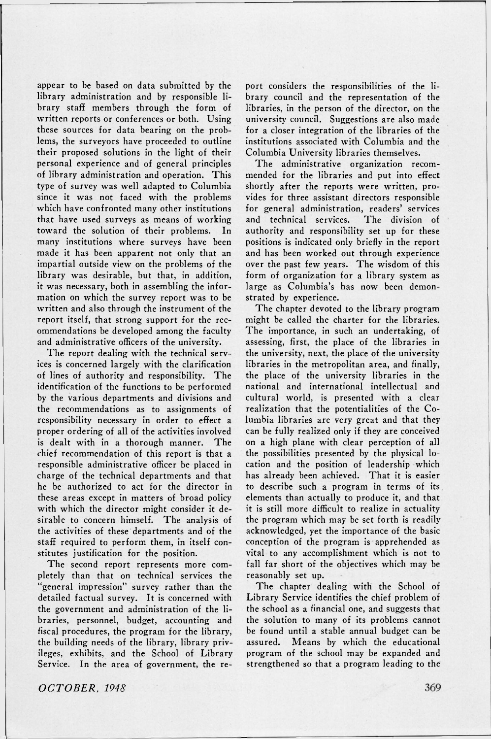appear to be based on data submitted by the library administration and by responsible library staff members through the form of written reports or conferences or both. Using these sources for data bearing on the problems, the surveyors have proceeded to outline their proposed solutions in the light of their personal experience and of general principles of library administration and operation. This type of survey was well adapted to Columbia since it was not faced with the problems which have confronted many other institutions that have used surveys as means of working toward the solution of their problems. In many institutions where surveys have been made it has been apparent not only that an impartial outside view on the problems of the library was desirable, but that, in addition, it was necessary, both in assembling the information on which the survey report was to be written and also through the instrument of the report itself, that strong support for the recommendations be developed among the faculty and administrative officers of the university.

The report dealing with the technical services is concerned largely with the clarification of lines of authority and responsibility. The identification of the functions to be performed by the various departments and divisions and the recommendations as to assignments of responsibility necessary in order to effect a proper ordering of all of the activities involved is dealt with in a thorough manner. The chief recommendation of this report is that a responsible administrative officer be placed in charge of the technical departments and that he be authorized to act for the director in these areas except in matters of broad policy with which the director might consider it desirable to concern himself. The analysis of the activities of these departments and of the staff required to perform them, in itself constitutes justification for the position.

The second report represents more completely than that on technical services the "general impression" survey rather than the detailed factual survey. It is concerned with the government and administration of the libraries, personnel, budget, accounting and fiscal procedures, the program for the library, the building needs of the library, library privileges, exhibits, and the School of Library Service. In the area of government, the report considers the responsibilities of the library council and the representation of the libraries, in the person of the director, on the university council. Suggestions are also made for a closer integration of the libraries of the institutions associated with Columbia and the Columbia University libraries themselves.

The administrative organization recommended for the libraries and put into effect shortly after the reports were written, provides for three assistant directors responsible for general administration, readers' services and technical services. The division of authority and responsibility set up for these positions is indicated only briefly in the report and has been worked out through experience over the past few years. The wisdom of this form of organization for a library system as large as Columbia's has now been demonstrated by experience.

The chapter devoted to the library program might be called the charter for the libraries. The importance, in such an undertaking, of assessing, first, the place of the libraries in the university, next, the place of the university libraries in the metropolitan area, and finally, the place of the university libraries in the national and international intellectual and cultural world, is presented with a clear realization that the potentialities of the Columbia libraries are very great and that they can be fully realized only if they are conceived on a high plane with clear perception of all the possibilities presented by the physical location and the position of leadership which has already been achieved. That it is easier to describe such a program in terms of its elements than actually to produce it, and that it is still more difficult to realize in actuality the program which may be set forth is readily acknowledged, yet the importance of the basic conception of the program is apprehended as vital to any accomplishment which is not to fall far short of the objectives which may be reasonably set up.

The chapter dealing with the School of Library Service identifies the chief problem of the school as a financial one, and suggests that the solution to many of its problems cannot be found until a stable annual budget can be assured. Means by which the educational program of the school may be expanded and strengthened so that a program leading to the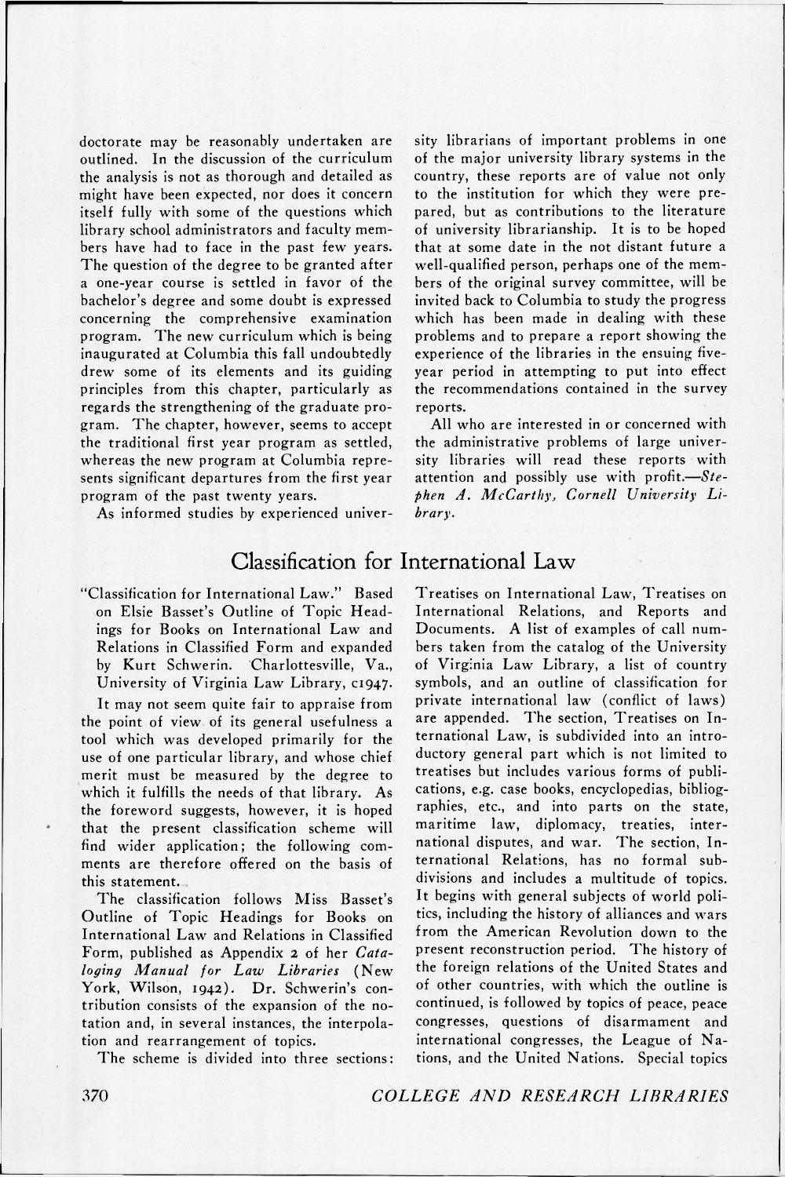doctorate may be reasonably undertaken are outlined. In the discussion of the curriculum the analysis is not as thorough and detailed as might have been expected, nor does it concern itself fully with some of the questions which library school administrators and faculty members have had to face in the past few years. The question of the degree to be granted after a one-year course is settled in favor of the bachelor's degree and some doubt is expressed concerning the comprehensive examination program. The new curriculum which is being inaugurated at Columbia this fall undoubtedly drew some of its elements and its guiding principles from this chapter, particularly as regards the strengthening of the graduate program. The chapter, however, seems to accept the traditional first year program as settled, whereas the new program at Columbia represents significant departures from the first year program of the past twenty years.

As informed studies by experienced university librarians of important problems in one of the major university library systems in the country, these reports are of value not only to the institution for which they were prepared, but as contributions to the literature of university librarianship. It is to be hoped that at some date in the not distant future a well-qualified person, perhaps one of the members of the original survey committee, will be invited back to Columbia to study the progress which has been made in dealing with these problems and to prepare a report showing the experience of the libraries in the ensuing five-year period in attempting to put into effect the recommendations contained in the survey reports.

All who are interested in or concerned with the administrative problems of large university libraries will read these reports with attention and possibly use with profit.—*Stephen A. McCarthy, Cornell University Library.*

## Classification for International Law

"Classification for International Law." Based on Elsie Basset's Outline of Topic Headings for Books on International Law and Relations in Classified Form and expanded by Kurt Schwerin. Charlottesville, Va., University of Virginia Law Library, c1947.

It may not seem quite fair to appraise from the point of view of its general usefulness a tool which was developed primarily for the use of one particular library, and whose chief merit must be measured by the degree to which it fulfills the needs of that library. As the foreword suggests, however, it is hoped that the present classification scheme will find wider application; the following comments are therefore offered on the basis of this statement.

The classification follows Miss Basset's Outline of Topic Headings for Books on International Law and Relations in Classified Form, published as Appendix 2 of her *Cataloging Manual for Law Libraries* (New York, Wilson, 1942). Dr. Schwerin's contribution consists of the expansion of the notation and, in several instances, the interpolation and rearrangement of topics.

The scheme is divided into three sections: Treatises on International Law, Treatises on International Relations, and Reports and Documents. A list of examples of call numbers taken from the catalog of the University of Virginia Law Library, a list of country symbols, and an outline of classification for private international law (conflict of laws) are appended. The section, Treatises on International Law, is subdivided into an introductory general part which is not limited to treatises but includes various forms of publications, e.g. case books, encyclopedias, bibliographies, etc., and into parts on the state, maritime law, diplomacy, treaties, international disputes, and war. The section, International Relations, has no formal subdivisions and includes a multitude of topics. It begins with general subjects of world politics, including the history of alliances and wars from the American Revolution down to the present reconstruction period. The history of the foreign relations of the United States and of other countries, with which the outline is continued, is followed by topics of peace, peace congresses, questions of disarmament and international congresses, the League of Nations, and the United Nations. Special topics